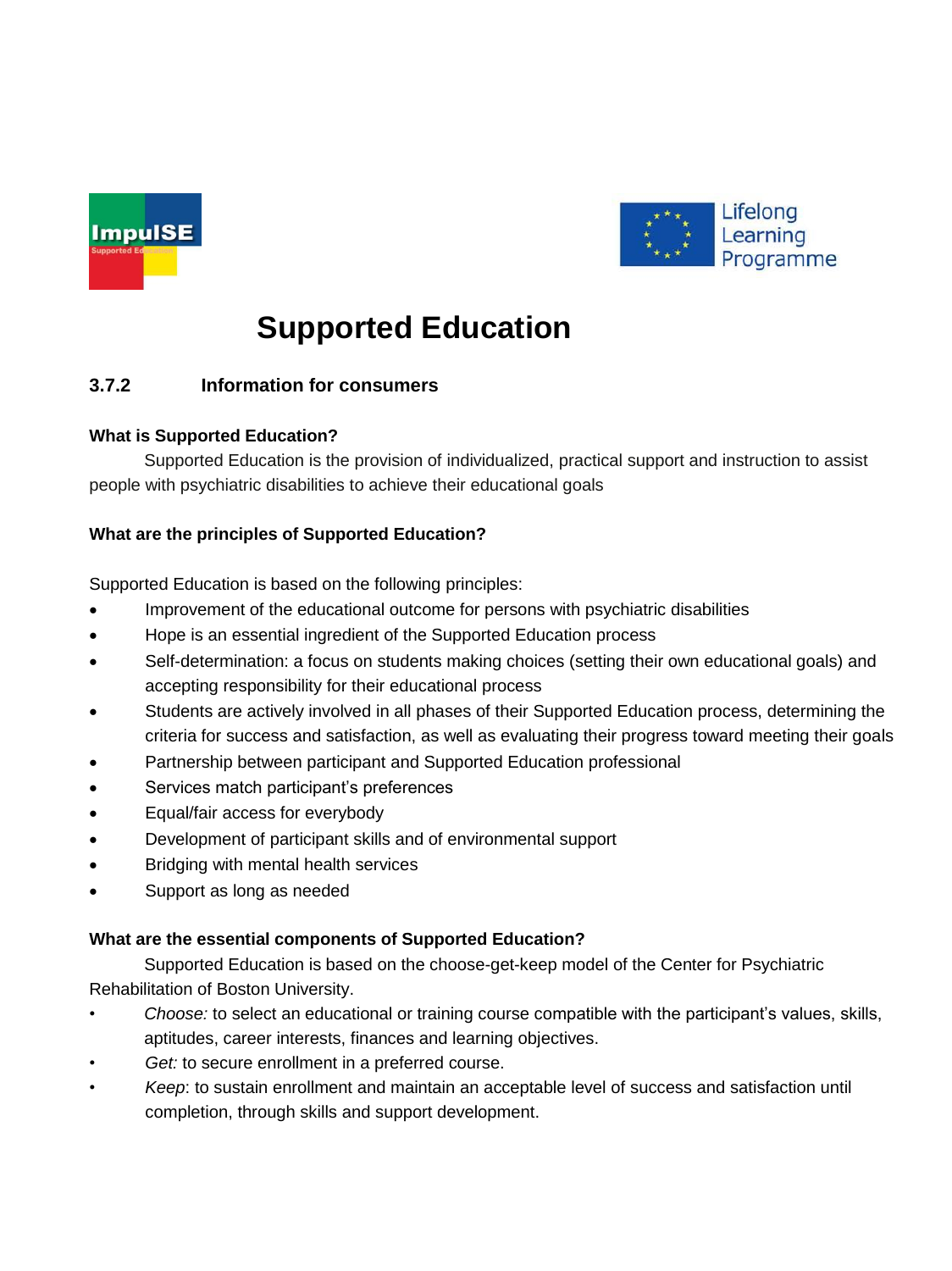# Supported Education

## 3.7.2 Information for consumers

**What is Supported Education?**

Supported Education is the provision of individualized, practical support and instruction to assist people with psychiatric disabilities to achieve their educational goals

**What are the principles of Supported Education?**

Supported Education is based on the following principles:

- Improvement of the educational outcome for persons with psychiatric disabilities
- Hope is an essential ingredient of the Supported Education process
- Self-determination: a focus on students making choices (setting their own educational goals) and accepting responsibility for their educational process
- Students are actively involved in all phases of their Supported Education process, determining the criteria for success and satisfaction, as well as evaluating their progress toward meeting their goals
- Partnership between participant and Supported Education professional
- Services match participant's preferences
- Equal/fair access for everybody
- Development of participant skills and of environmental support
- Bridging with mental health services
- Support as long as needed

**What are the essential components of Supported Education?**

Supported Education is based on the choose-get-keep model of the Center for Psychiatric Rehabilitation of Boston University.

- *Choose:* to select an educational or training course compatible with the participant's values, skills, aptitudes, career interests, finances and learning objectives.
- *Get:* to secure enrollment in a preferred course.
- *Keep*: to sustain enrollment and maintain an acceptable level of success and satisfaction until completion, through skills and support development.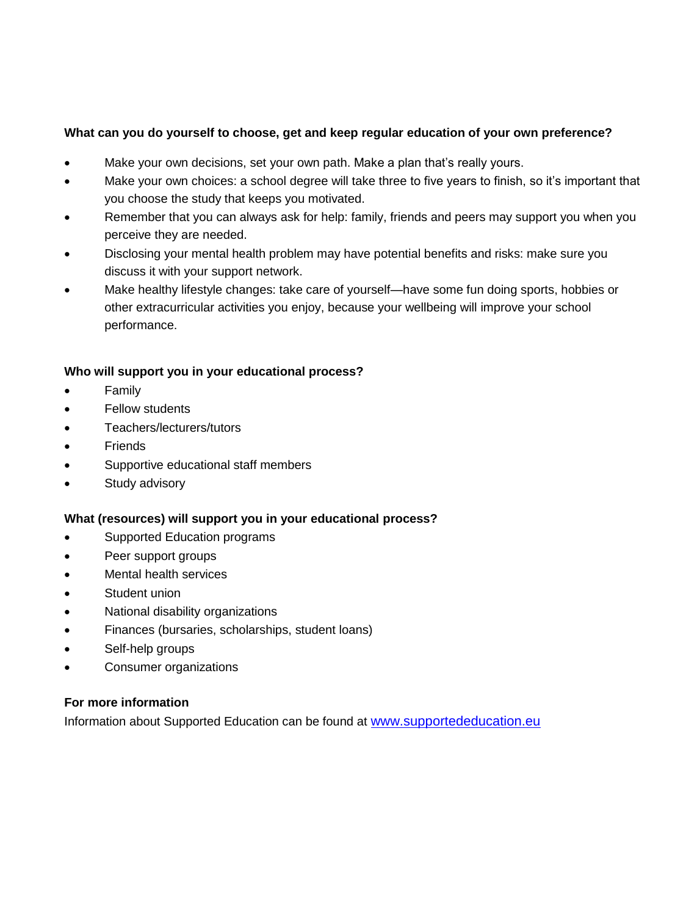**What can you do yourself to choose, get and keep regular education of your own preference?**

- Make your own decisions, set your own path. Make a plan that's really yours.
- Make your own choices: a school degree will take three to five years to finish, so it's important that you choose the study that keeps you motivated.
- Remember that you can always ask for help: family, friends and peers may support you when you perceive they are needed.
- Disclosing your mental health problem may have potential benefits and risks: make sure you discuss it with your support network.
- Make healthy lifestyle changes: take care of yourself—have some fun doing sports, hobbies or other extracurricular activities you enjoy, because your wellbeing will improve your school performance.

**Who will support you in your educational process?**

- Family
- Fellow students
- Teachers/lecturers/tutors
- Friends
- Supportive educational staff members
- Study advisory

**What (resources) will support you in your educational process?**

- Supported Education programs
- Peer support groups
- Mental health services
- Student union
- National disability organizations
- Finances (bursaries, scholarships, student loans)
- Self-help groups
- Consumer organizations

**For more information**

Information about Supported Education can be found at [www.supportededucation.eu](http://www.supportededucation.eu)